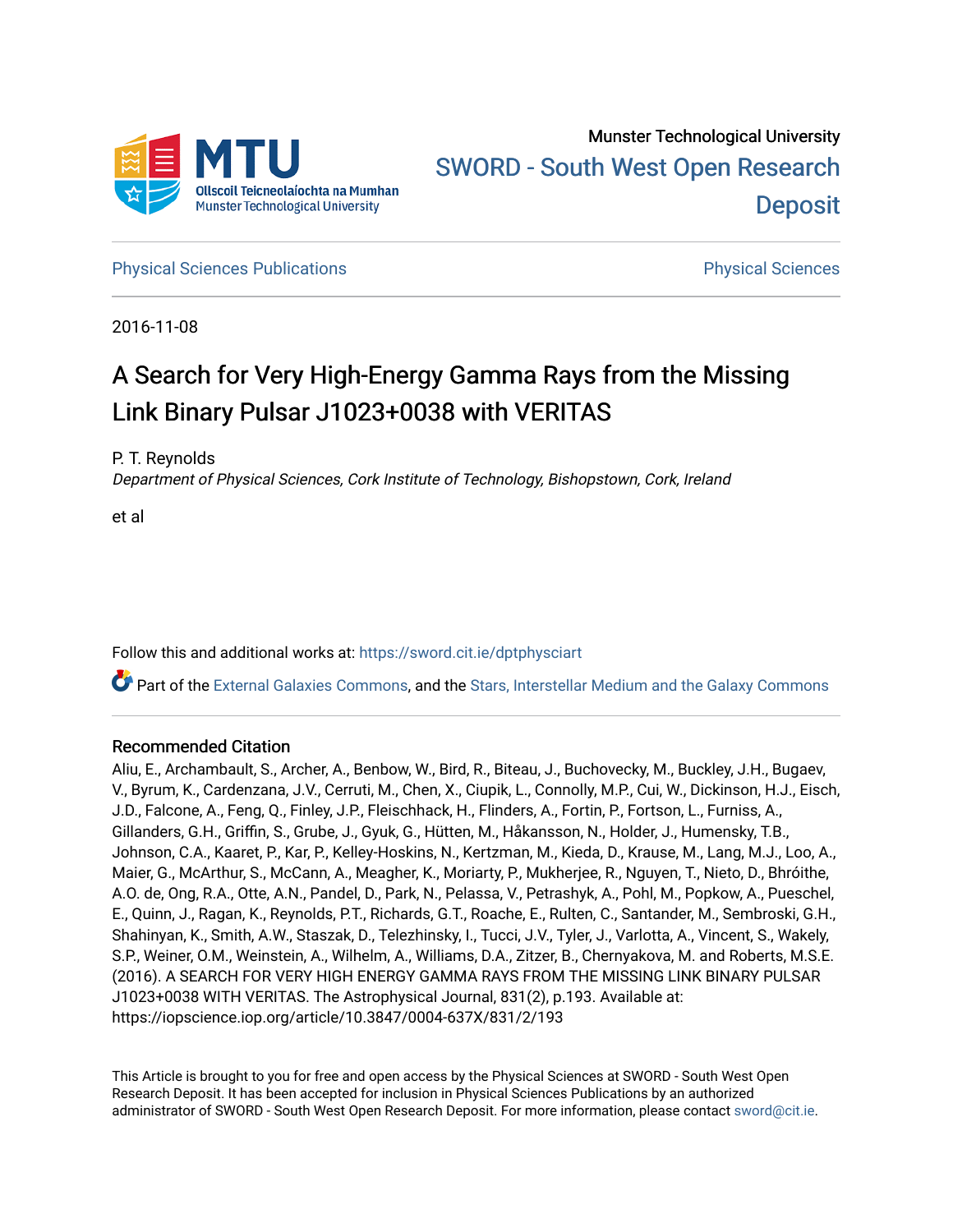Munster Technological University

SWORD - South West Open Research Deposit

Physical Sciences Publications | Physical Sciences

2016-11-08

# A Search for Very High-Energy Gamma Rays from the Missing Link Binary Pulsar J1023+0038 with VERITAS

P. T. Reynolds
*Department of Physical Sciences, Cork Institute of Technology, Bishopstown, Cork, Ireland*

et al

Follow this and additional works at: https://sword.cit.ie/dptphysciart

Part of the External Galaxies Commons, and the Stars, Interstellar Medium and the Galaxy Commons

## Recommended Citation

Aliu, E., Archambault, S., Archer, A., Benbow, W., Bird, R., Biteau, J., Buchovecky, M., Buckley, J.H., Bugaev, V., Byrum, K., Cardenzana, J.V., Cerruti, M., Chen, X., Ciupik, L., Connolly, M.P., Cui, W., Dickinson, H.J., Eisch, J.D., Falcone, A., Feng, Q., Finley, J.P., Fleischhack, H., Flinders, A., Fortin, P., Fortson, L., Furniss, A., Gillanders, G.H., Griffin, S., Grube, J., Gyuk, G., Hütten, M., Håkansson, N., Holder, J., Humensky, T.B., Johnson, C.A., Kaaret, P., Kar, P., Kelley-Hoskins, N., Kertzman, M., Kieda, D., Krause, M., Lang, M.J., Loo, A., Maier, G., McArthur, S., McCann, A., Meagher, K., Moriarty, P., Mukherjee, R., Nguyen, T., Nieto, D., Bhróithe, A.O. de, Ong, R.A., Otte, A.N., Pandel, D., Park, N., Pelassa, V., Petrashyk, A., Pohl, M., Popkow, A., Pueschel, E., Quinn, J., Ragan, K., Reynolds, P.T., Richards, G.T., Roache, E., Rulten, C., Santander, M., Sembroski, G.H., Shahinyan, K., Smith, A.W., Staszak, D., Telezhinsky, I., Tucci, J.V., Tyler, J., Varlotta, A., Vincent, S., Wakely, S.P., Weiner, O.M., Weinstein, A., Wilhelm, A., Williams, D.A., Zitzer, B., Chernyakova, M. and Roberts, M.S.E. (2016). A SEARCH FOR VERY HIGH ENERGY GAMMA RAYS FROM THE MISSING LINK BINARY PULSAR J1023+0038 WITH VERITAS. The Astrophysical Journal, 831(2), p.193. Available at: https://iopscience.iop.org/article/10.3847/0004-637X/831/2/193

This Article is brought to you for free and open access by the Physical Sciences at SWORD - South West Open Research Deposit. It has been accepted for inclusion in Physical Sciences Publications by an authorized administrator of SWORD - South West Open Research Deposit. For more information, please contact sword@cit.ie.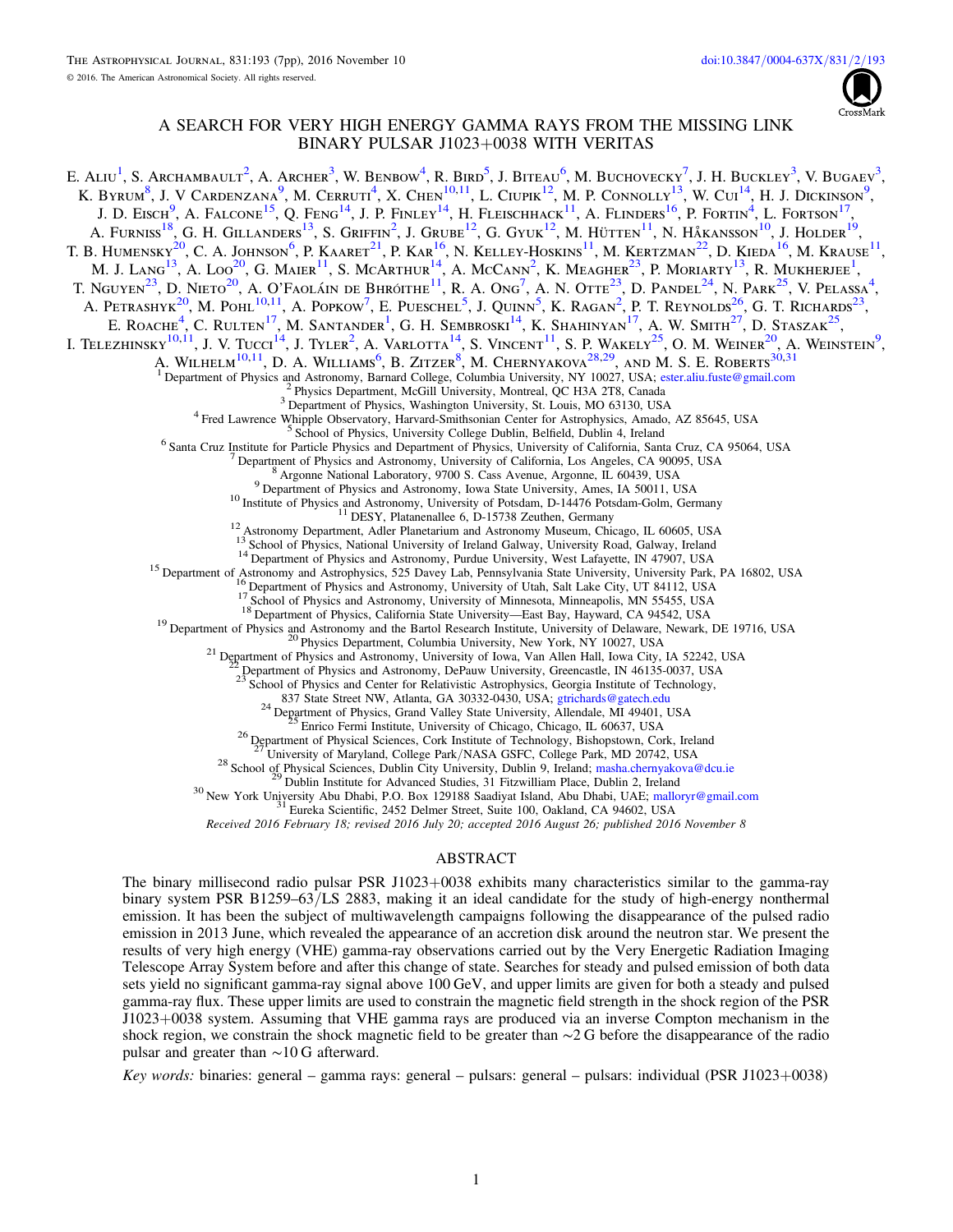# A SEARCH FOR VERY HIGH ENERGY GAMMA RAYS FROM THE MISSING LINK BINARY PULSAR J1023+0038 WITH VERITAS

E. Aliu[1], S. Archambault[2], A. Archer[3], W. Benbow[4], R. Bird[5], J. Biteau[6], M. Buchovecky[7], J. H. Buckley[3], V. Bugaev[3], K. Byrum[8], J. V Cardenzana[9], M. Cerruti[4], X. Chen[10,11], L. Ciupik[12], M. P. Connolly[13], W. Cui[14], H. J. Dickinson[9], J. D. Eisch[9], A. Falcone[15], Q. Feng[14], J. P. Finley[14], H. Fleischhack[11], A. Flinders[16], P. Fortin[4], L. Fortson[17], A. Furniss[18], G. H. Gillanders[13], S. Griffin[2], J. Grube[12], G. Gyuk[12], M. Hütten[11], N. Håkansson[10], J. Holder[19], T. B. Humensky[20], C. A. Johnson[6], P. Kaaret[21], P. Kar[16], N. Kelley-Hoskins[11], M. Kertzman[22], D. Kieda[16], M. Krause[11], M. J. Lang[13], A. Loo[20], G. Maier[11], S. McArthur[14], A. McCann[2], K. Meagher[23], P. Moriarty[13], R. Mukherjee[1], T. Nguyen[23], D. Nieto[20], A. O'Faoláin de Bhróithe[11], R. A. Ong[7], A. N. Otte[23], D. Pandel[24], N. Park[25], V. Pelassa[4], A. Petrashyk[20], M. Pohl[10,11], A. Popkow[7], E. Pueschel[5], J. Quinn[5], K. Ragan[2], P. T. Reynolds[26], G. T. Richards[23], E. Roache[4], C. Rulten[17], M. Santander[1], G. H. Sembroski[14], K. Shahinyan[17], A. W. Smith[27], D. Staszak[25], I. Telezhinsky[10,11], J. V. Tucci[14], J. Tyler[2], A. Varlotta[14], S. Vincent[11], S. P. Wakely[25], O. M. Weiner[20], A. Weinstein[9], A. Wilhelm[10,11], D. A. Williams[6], B. Zitzer[8], M. Chernyakova[28,29], and M. S. E. Roberts[30,31]

[1] Department of Physics and Astronomy, Barnard College, Columbia University, NY 10027, USA; ester.aliu.fuste@gmail.com
[2] Physics Department, McGill University, Montreal, QC H3A 2T8, Canada
[3] Department of Physics, Washington University, St. Louis, MO 63130, USA
[4] Fred Lawrence Whipple Observatory, Harvard-Smithsonian Center for Astrophysics, Amado, AZ 85645, USA
[5] School of Physics, University College Dublin, Belfield, Dublin 4, Ireland
[6] Santa Cruz Institute for Particle Physics and Department of Physics, University of California, Santa Cruz, CA 95064, USA
[7] Department of Physics and Astronomy, University of California, Los Angeles, CA 90095, USA
[8] Argonne National Laboratory, 9700 S. Cass Avenue, Argonne, IL 60439, USA
[9] Department of Physics and Astronomy, Iowa State University, Ames, IA 50011, USA
[10] Institute of Physics and Astronomy, University of Potsdam, D-14476 Potsdam-Golm, Germany
[11] DESY, Platanenallee 6, D-15738 Zeuthen, Germany
[12] Astronomy Department, Adler Planetarium and Astronomy Museum, Chicago, IL 60605, USA
[13] School of Physics, National University of Ireland Galway, University Road, Galway, Ireland
[14] Department of Physics and Astronomy, Purdue University, West Lafayette, IN 47907, USA
[15] Department of Astronomy and Astrophysics, 525 Davey Lab, Pennsylvania State University, University Park, PA 16802, USA
[16] Department of Physics and Astronomy, University of Utah, Salt Lake City, UT 84112, USA
[17] School of Physics and Astronomy, University of Minnesota, Minneapolis, MN 55455, USA
[18] Department of Physics, California State University—East Bay, Hayward, CA 94542, USA
[19] Department of Physics and Astronomy and the Bartol Research Institute, University of Delaware, Newark, DE 19716, USA
[20] Physics Department, Columbia University, New York, NY 10027, USA
[21] Department of Physics and Astronomy, University of Iowa, Van Allen Hall, Iowa City, IA 52242, USA
[22] Department of Physics and Astronomy, DePauw University, Greencastle, IN 46135-0037, USA
[23] School of Physics and Center for Relativistic Astrophysics, Georgia Institute of Technology, 837 State Street NW, Atlanta, GA 30332-0430, USA; gtrichards@gatech.edu
[24] Department of Physics, Grand Valley State University, Allendale, MI 49401, USA
[25] Enrico Fermi Institute, University of Chicago, Chicago, IL 60637, USA
[26] Department of Physical Sciences, Cork Institute of Technology, Bishopstown, Cork, Ireland
[27] University of Maryland, College Park/NASA GSFC, College Park, MD 20742, USA
[28] School of Physical Sciences, Dublin City University, Dublin 9, Ireland; masha.chernyakova@dcu.ie
[29] Dublin Institute for Advanced Studies, 31 Fitzwilliam Place, Dublin 2, Ireland
[30] New York University Abu Dhabi, P.O. Box 129188 Saadiyat Island, Abu Dhabi, UAE; malloryr@gmail.com
[31] Eureka Scientific, 2452 Delmer Street, Suite 100, Oakland, CA 94602, USA

*Received 2016 February 18; revised 2016 July 20; accepted 2016 August 26; published 2016 November 8*

## ABSTRACT

The binary millisecond radio pulsar PSR J1023+0038 exhibits many characteristics similar to the gamma-ray binary system PSR B1259–63/LS 2883, making it an ideal candidate for the study of high-energy nonthermal emission. It has been the subject of multiwavelength campaigns following the disappearance of the pulsed radio emission in 2013 June, which revealed the appearance of an accretion disk around the neutron star. We present the results of very high energy (VHE) gamma-ray observations carried out by the Very Energetic Radiation Imaging Telescope Array System before and after this change of state. Searches for steady and pulsed emission of both data sets yield no significant gamma-ray signal above 100 GeV, and upper limits are given for both a steady and pulsed gamma-ray flux. These upper limits are used to constrain the magnetic field strength in the shock region of the PSR J1023+0038 system. Assuming that VHE gamma rays are produced via an inverse Compton mechanism in the shock region, we constrain the shock magnetic field to be greater than ∼2 G before the disappearance of the radio pulsar and greater than ∼10 G afterward.

*Key words:* binaries: general – gamma rays: general – pulsars: general – pulsars: individual (PSR J1023+0038)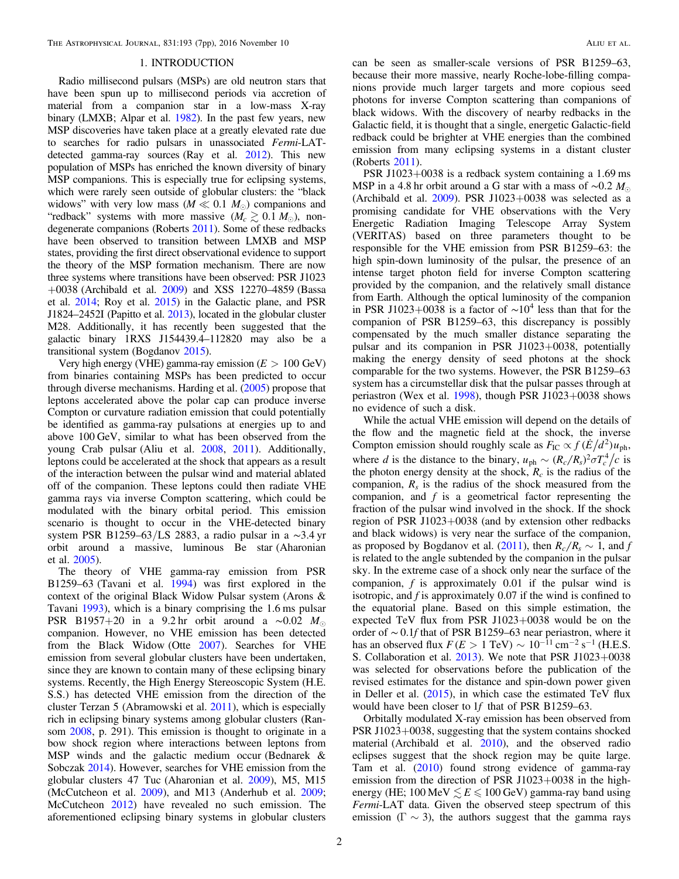## 1. INTRODUCTION

Radio millisecond pulsars (MSPs) are old neutron stars that have been spun up to millisecond periods via accretion of material from a companion star in a low-mass X-ray binary (LMXB; Alpar et al. 1982). In the past few years, new MSP discoveries have taken place at a greatly elevated rate due to searches for radio pulsars in unassociated *Fermi*-LAT-detected gamma-ray sources (Ray et al. 2012). This new population of MSPs has enriched the known diversity of binary MSP companions. This is especially true for eclipsing systems, which were rarely seen outside of globular clusters: the "black widows" with very low mass ($M \ll 0.1\ M_\odot$) companions and "redback" systems with more massive ($M_c \gtrsim 0.1\ M_\odot$), non-degenerate companions (Roberts 2011). Some of these redbacks have been observed to transition between LMXB and MSP states, providing the first direct observational evidence to support the theory of the MSP formation mechanism. There are now three systems where transitions have been observed: PSR J1023+0038 (Archibald et al. 2009) and XSS 12270–4859 (Bassa et al. 2014; Roy et al. 2015) in the Galactic plane, and PSR J1824–2452I (Papitto et al. 2013), located in the globular cluster M28. Additionally, it has recently been suggested that the galactic binary 1RXS J154439.4–112820 may also be a transitional system (Bogdanov 2015).

Very high energy (VHE) gamma-ray emission ($E > 100$ GeV) from binaries containing MSPs has been predicted to occur through diverse mechanisms. Harding et al. (2005) propose that leptons accelerated above the polar cap can produce inverse Compton or curvature radiation emission that could potentially be identified as gamma-ray pulsations at energies up to and above 100 GeV, similar to what has been observed from the young Crab pulsar (Aliu et al. 2008, 2011). Additionally, leptons could be accelerated at the shock that appears as a result of the interaction between the pulsar wind and material ablated off of the companion. These leptons could then radiate VHE gamma rays via inverse Compton scattering, which could be modulated with the binary orbital period. This emission scenario is thought to occur in the VHE-detected binary system PSR B1259–63/LS 2883, a radio pulsar in a ∼3.4 yr orbit around a massive, luminous Be star (Aharonian et al. 2005).

The theory of VHE gamma-ray emission from PSR B1259–63 (Tavani et al. 1994) was first explored in the context of the original Black Widow Pulsar system (Arons & Tavani 1993), which is a binary comprising the 1.6 ms pulsar PSR B1957+20 in a 9.2 hr orbit around a ∼0.02 $M_\odot$ companion. However, no VHE emission has been detected from the Black Widow (Otte 2007). Searches for VHE emission from several globular clusters have been undertaken, since they are known to contain many of these eclipsing binary systems. Recently, the High Energy Stereoscopic System (H.E.S.S.) has detected VHE emission from the direction of the cluster Terzan 5 (Abramowski et al. 2011), which is especially rich in eclipsing binary systems among globular clusters (Ransom 2008, p. 291). This emission is thought to originate in a bow shock region where interactions between leptons from MSP winds and the galactic medium occur (Bednarek & Sobczak 2014). However, searches for VHE emission from the globular clusters 47 Tuc (Aharonian et al. 2009), M5, M15 (McCutcheon et al. 2009), and M13 (Anderhub et al. 2009; McCutcheon 2012) have revealed no such emission. The aforementioned eclipsing binary systems in globular clusters can be seen as smaller-scale versions of PSR B1259–63, because their more massive, nearly Roche-lobe-filling companions provide much larger targets and more copious seed photons for inverse Compton scattering than companions of black widows. With the discovery of nearby redbacks in the Galactic field, it is thought that a single, energetic Galactic-field redback could be brighter at VHE energies than the combined emission from many eclipsing systems in a distant cluster (Roberts 2011).

PSR J1023+0038 is a redback system containing a 1.69 ms MSP in a 4.8 hr orbit around a G star with a mass of ∼0.2 $M_\odot$ (Archibald et al. 2009). PSR J1023+0038 was selected as a promising candidate for VHE observations with the Very Energetic Radiation Imaging Telescope Array System (VERITAS) based on three parameters thought to be responsible for the VHE emission from PSR B1259–63: the high spin-down luminosity of the pulsar, the presence of an intense target photon field for inverse Compton scattering provided by the companion, and the relatively small distance from Earth. Although the optical luminosity of the companion in PSR J1023+0038 is a factor of $\sim 10^4$ less than that for the companion of PSR B1259–63, this discrepancy is possibly compensated by the much smaller distance separating the pulsar and its companion in PSR J1023+0038, potentially making the energy density of seed photons at the shock comparable for the two systems. However, the PSR B1259–63 system has a circumstellar disk that the pulsar passes through at periastron (Wex et al. 1998), though PSR J1023+0038 shows no evidence of such a disk.

While the actual VHE emission will depend on the details of the flow and the magnetic field at the shock, the inverse Compton emission should roughly scale as $F_{\rm IC} \propto f\,(\dot{E}/d^2)u_{\rm ph}$, where $d$ is the distance to the binary, $u_{\rm ph} \sim (R_c/R_s)^2 \sigma T_c^4/c$ is the photon energy density at the shock, $R_c$ is the radius of the companion, $R_s$ is the radius of the shock measured from the companion, and $f$ is a geometrical factor representing the fraction of the pulsar wind involved in the shock. If the shock region of PSR J1023+0038 (and by extension other redbacks and black widows) is very near the surface of the companion, as proposed by Bogdanov et al. (2011), then $R_c/R_s \sim 1$, and $f$ is related to the angle subtended by the companion in the pulsar sky. In the extreme case of a shock only near the surface of the companion, $f$ is approximately 0.01 if the pulsar wind is isotropic, and $f$ is approximately 0.07 if the wind is confined to the equatorial plane. Based on this simple estimation, the expected TeV flux from PSR J1023+0038 would be on the order of $\sim 0.1f$ that of PSR B1259–63 near periastron, where it has an observed flux $F(E > 1\ \text{TeV}) \sim 10^{-11}\ \text{cm}^{-2}\ \text{s}^{-1}$ (H.E.S.S. Collaboration et al. 2013). We note that PSR J1023+0038 was selected for observations before the publication of the revised estimates for the distance and spin-down power given in Deller et al. (2015), in which case the estimated TeV flux would have been closer to $1f$ that of PSR B1259–63.

Orbitally modulated X-ray emission has been observed from PSR J1023+0038, suggesting that the system contains shocked material (Archibald et al. 2010), and the observed radio eclipses suggest that the shock region may be quite large. Tam et al. (2010) found strong evidence of gamma-ray emission from the direction of PSR J1023+0038 in the high-energy (HE; 100 MeV $\lesssim E \leqslant$ 100 GeV) gamma-ray band using *Fermi*-LAT data. Given the observed steep spectrum of this emission ($\Gamma \sim 3$), the authors suggest that the gamma rays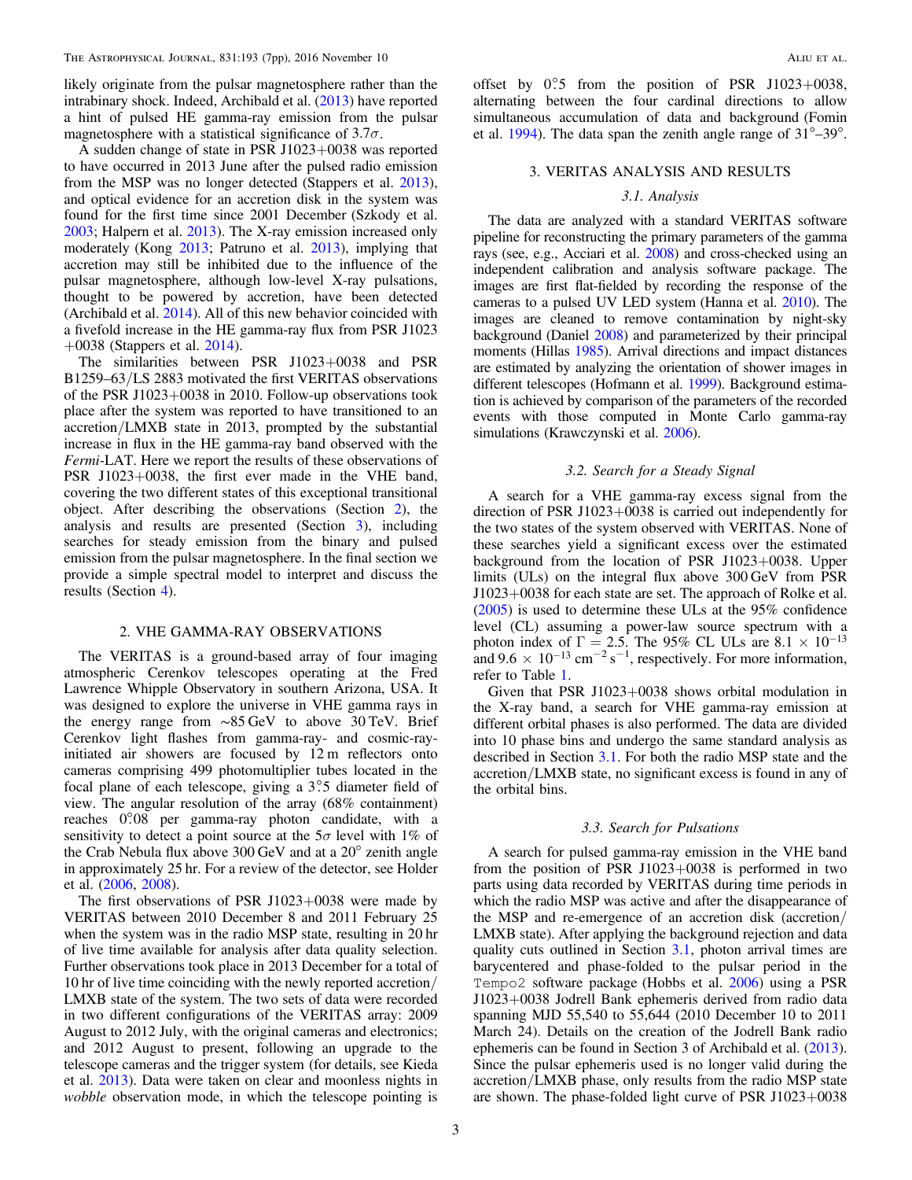likely originate from the pulsar magnetosphere rather than the intrabinary shock. Indeed, Archibald et al. (2013) have reported a hint of pulsed HE gamma-ray emission from the pulsar magnetosphere with a statistical significance of $3.7\sigma$.

A sudden change of state in PSR J1023+0038 was reported to have occurred in 2013 June after the pulsed radio emission from the MSP was no longer detected (Stappers et al. 2013), and optical evidence for an accretion disk in the system was found for the first time since 2001 December (Szkody et al. 2003; Halpern et al. 2013). The X-ray emission increased only moderately (Kong 2013; Patruno et al. 2013), implying that accretion may still be inhibited due to the influence of the pulsar magnetosphere, although low-level X-ray pulsations, thought to be powered by accretion, have been detected (Archibald et al. 2014). All of this new behavior coincided with a fivefold increase in the HE gamma-ray flux from PSR J1023+0038 (Stappers et al. 2014).

The similarities between PSR J1023+0038 and PSR B1259–63/LS 2883 motivated the first VERITAS observations of the PSR J1023+0038 in 2010. Follow-up observations took place after the system was reported to have transitioned to an accretion/LMXB state in 2013, prompted by the substantial increase in flux in the HE gamma-ray band observed with the *Fermi*-LAT. Here we report the results of these observations of PSR J1023+0038, the first ever made in the VHE band, covering the two different states of this exceptional transitional object. After describing the observations (Section 2), the analysis and results are presented (Section 3), including searches for steady emission from the binary and pulsed emission from the pulsar magnetosphere. In the final section we provide a simple spectral model to interpret and discuss the results (Section 4).

## 2. VHE GAMMA-RAY OBSERVATIONS

The VERITAS is a ground-based array of four imaging atmospheric Cerenkov telescopes operating at the Fred Lawrence Whipple Observatory in southern Arizona, USA. It was designed to explore the universe in VHE gamma rays in the energy range from ~85 GeV to above 30 TeV. Brief Cerenkov light flashes from gamma-ray- and cosmic-ray-initiated air showers are focused by 12 m reflectors onto cameras comprising 499 photomultiplier tubes located in the focal plane of each telescope, giving a 3°.5 diameter field of view. The angular resolution of the array (68% containment) reaches 0°.08 per gamma-ray photon candidate, with a sensitivity to detect a point source at the $5\sigma$ level with 1% of the Crab Nebula flux above 300 GeV and at a 20° zenith angle in approximately 25 hr. For a review of the detector, see Holder et al. (2006, 2008).

The first observations of PSR J1023+0038 were made by VERITAS between 2010 December 8 and 2011 February 25 when the system was in the radio MSP state, resulting in 20 hr of live time available for analysis after data quality selection. Further observations took place in 2013 December for a total of 10 hr of live time coinciding with the newly reported accretion/LMXB state of the system. The two sets of data were recorded in two different configurations of the VERITAS array: 2009 August to 2012 July, with the original cameras and electronics; and 2012 August to present, following an upgrade to the telescope cameras and the trigger system (for details, see Kieda et al. 2013). Data were taken on clear and moonless nights in *wobble* observation mode, in which the telescope pointing is offset by 0°.5 from the position of PSR J1023+0038, alternating between the four cardinal directions to allow simultaneous accumulation of data and background (Fomin et al. 1994). The data span the zenith angle range of 31°–39°.

## 3. VERITAS ANALYSIS AND RESULTS

### 3.1. Analysis

The data are analyzed with a standard VERITAS software pipeline for reconstructing the primary parameters of the gamma rays (see, e.g., Acciari et al. 2008) and cross-checked using an independent calibration and analysis software package. The images are first flat-fielded by recording the response of the cameras to a pulsed UV LED system (Hanna et al. 2010). The images are cleaned to remove contamination by night-sky background (Daniel 2008) and parameterized by their principal moments (Hillas 1985). Arrival directions and impact distances are estimated by analyzing the orientation of shower images in different telescopes (Hofmann et al. 1999). Background estimation is achieved by comparison of the parameters of the recorded events with those computed in Monte Carlo gamma-ray simulations (Krawczynski et al. 2006).

### 3.2. Search for a Steady Signal

A search for a VHE gamma-ray excess signal from the direction of PSR J1023+0038 is carried out independently for the two states of the system observed with VERITAS. None of these searches yield a significant excess over the estimated background from the location of PSR J1023+0038. Upper limits (ULs) on the integral flux above 300 GeV from PSR J1023+0038 for each state are set. The approach of Rolke et al. (2005) is used to determine these ULs at the 95% confidence level (CL) assuming a power-law source spectrum with a photon index of $\Gamma = 2.5$. The 95% CL ULs are $8.1 \times 10^{-13}$ and $9.6 \times 10^{-13}$ cm$^{-2}$ s$^{-1}$, respectively. For more information, refer to Table 1.

Given that PSR J1023+0038 shows orbital modulation in the X-ray band, a search for VHE gamma-ray emission at different orbital phases is also performed. The data are divided into 10 phase bins and undergo the same standard analysis as described in Section 3.1. For both the radio MSP state and the accretion/LMXB state, no significant excess is found in any of the orbital bins.

### 3.3. Search for Pulsations

A search for pulsed gamma-ray emission in the VHE band from the position of PSR J1023+0038 is performed in two parts using data recorded by VERITAS during time periods in which the radio MSP was active and after the disappearance of the MSP and re-emergence of an accretion disk (accretion/LMXB state). After applying the background rejection and data quality cuts outlined in Section 3.1, photon arrival times are barycentered and phase-folded to the pulsar period in the `Tempo2` software package (Hobbs et al. 2006) using a PSR J1023+0038 Jodrell Bank ephemeris derived from radio data spanning MJD 55,540 to 55,644 (2010 December 10 to 2011 March 24). Details on the creation of the Jodrell Bank radio ephemeris can be found in Section 3 of Archibald et al. (2013). Since the pulsar ephemeris used is no longer valid during the accretion/LMXB phase, only results from the radio MSP state are shown. The phase-folded light curve of PSR J1023+0038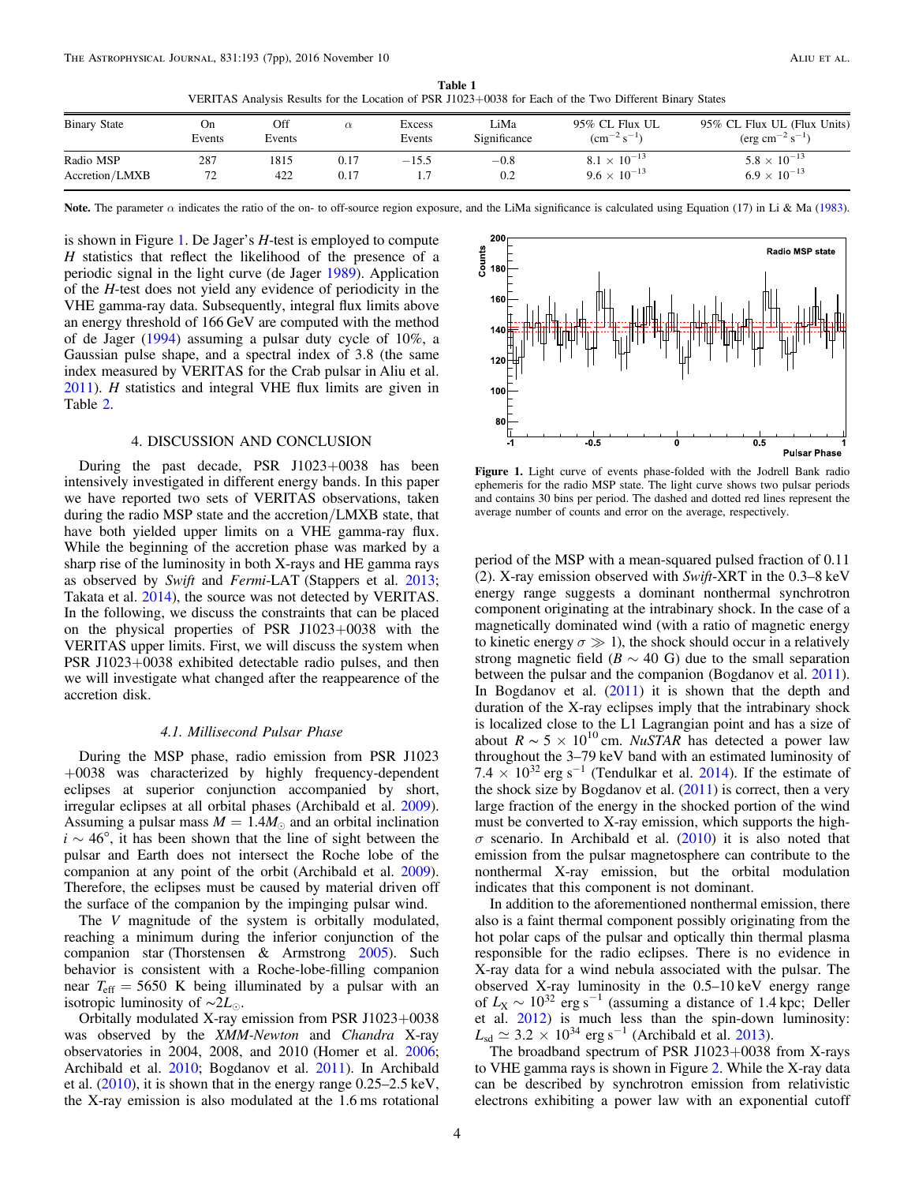**Table 1**
VERITAS Analysis Results for the Location of PSR J1023+0038 for Each of the Two Different Binary States

| Binary State | On Events | Off Events | $\alpha$ | Excess Events | LiMa Significance | 95% CL Flux UL ($cm^{-2}\ s^{-1}$) | 95% CL Flux UL (Flux Units) ($erg\ cm^{-2}\ s^{-1}$) |
|---|---|---|---|---|---|---|---|
| Radio MSP | 287 | 1815 | 0.17 | −15.5 | −0.8 | $8.1 \times 10^{-13}$ | $5.8 \times 10^{-13}$ |
| Accretion/LMXB | 72 | 422 | 0.17 | 1.7 | 0.2 | $9.6 \times 10^{-13}$ | $6.9 \times 10^{-13}$ |

**Note.** The parameter $\alpha$ indicates the ratio of the on- to off-source region exposure, and the LiMa significance is calculated using Equation (17) in Li & Ma (1983).

is shown in Figure 1. De Jager's $H$-test is employed to compute $H$ statistics that reflect the likelihood of the presence of a periodic signal in the light curve (de Jager 1989). Application of the $H$-test does not yield any evidence of periodicity in the VHE gamma-ray data. Subsequently, integral flux limits above an energy threshold of 166 GeV are computed with the method of de Jager (1994) assuming a pulsar duty cycle of 10%, a Gaussian pulse shape, and a spectral index of 3.8 (the same index measured by VERITAS for the Crab pulsar in Aliu et al. 2011). $H$ statistics and integral VHE flux limits are given in Table 2.

## 4. DISCUSSION AND CONCLUSION

During the past decade, PSR J1023+0038 has been intensively investigated in different energy bands. In this paper we have reported two sets of VERITAS observations, taken during the radio MSP state and the accretion/LMXB state, that have both yielded upper limits on a VHE gamma-ray flux. While the beginning of the accretion phase was marked by a sharp rise of the luminosity in both X-rays and HE gamma rays as observed by *Swift* and *Fermi*-LAT (Stappers et al. 2013; Takata et al. 2014), the source was not detected by VERITAS. In the following, we discuss the constraints that can be placed on the physical properties of PSR J1023+0038 with the VERITAS upper limits. First, we will discuss the system when PSR J1023+0038 exhibited detectable radio pulses, and then we will investigate what changed after the reappearence of the accretion disk.

### *4.1. Millisecond Pulsar Phase*

During the MSP phase, radio emission from PSR J1023+0038 was characterized by highly frequency-dependent eclipses at superior conjunction accompanied by short, irregular eclipses at all orbital phases (Archibald et al. 2009). Assuming a pulsar mass $M = 1.4 M_{\odot}$ and an orbital inclination $i \sim 46°$, it has been shown that the line of sight between the pulsar and Earth does not intersect the Roche lobe of the companion at any point of the orbit (Archibald et al. 2009). Therefore, the eclipses must be caused by material driven off the surface of the companion by the impinging pulsar wind.

The $V$ magnitude of the system is orbitally modulated, reaching a minimum during the inferior conjunction of the companion star (Thorstensen & Armstrong 2005). Such behavior is consistent with a Roche-lobe-filling companion near $T_{\rm eff} = 5650$ K being illuminated by a pulsar with an isotropic luminosity of $\sim 2 L_{\odot}$.

Orbitally modulated X-ray emission from PSR J1023+0038 was observed by the *XMM-Newton* and *Chandra* X-ray observatories in 2004, 2008, and 2010 (Homer et al. 2006; Archibald et al. 2010; Bogdanov et al. 2011). In Archibald et al. (2010), it is shown that in the energy range 0.25–2.5 keV, the X-ray emission is also modulated at the 1.6 ms rotational

**Figure 1.** Light curve of events phase-folded with the Jodrell Bank radio ephemeris for the radio MSP state. The light curve shows two pulsar periods and contains 30 bins per period. The dashed and dotted red lines represent the average number of counts and error on the average, respectively.

period of the MSP with a mean-squared pulsed fraction of 0.11 (2). X-ray emission observed with *Swift*-XRT in the 0.3–8 keV energy range suggests a dominant nonthermal synchrotron component originating at the intrabinary shock. In the case of a magnetically dominated wind (with a ratio of magnetic energy to kinetic energy $\sigma \gg 1$), the shock should occur in a relatively strong magnetic field ($B \sim 40$ G) due to the small separation between the pulsar and the companion (Bogdanov et al. 2011). In Bogdanov et al. (2011) it is shown that the depth and duration of the X-ray eclipses imply that the intrabinary shock is localized close to the L1 Lagrangian point and has a size of about $R \sim 5 \times 10^{10}$ cm. *NuSTAR* has detected a power law throughout the 3–79 keV band with an estimated luminosity of $7.4 \times 10^{32}$ erg s$^{-1}$ (Tendulkar et al. 2014). If the estimate of the shock size by Bogdanov et al. (2011) is correct, then a very large fraction of the energy in the shocked portion of the wind must be converted to X-ray emission, which supports the high-$\sigma$ scenario. In Archibald et al. (2010) it is also noted that emission from the pulsar magnetosphere can contribute to the nonthermal X-ray emission, but the orbital modulation indicates that this component is not dominant.

In addition to the aforementioned nonthermal emission, there also is a faint thermal component possibly originating from the hot polar caps of the pulsar and optically thin thermal plasma responsible for the radio eclipses. There is no evidence in X-ray data for a wind nebula associated with the pulsar. The observed X-ray luminosity in the 0.5–10 keV energy range of $L_X \sim 10^{32}$ erg s$^{-1}$ (assuming a distance of 1.4 kpc; Deller et al. 2012) is much less than the spin-down luminosity: $L_{\rm sd} \simeq 3.2 \times 10^{34}$ erg s$^{-1}$ (Archibald et al. 2013).

The broadband spectrum of PSR J1023+0038 from X-rays to VHE gamma rays is shown in Figure 2. While the X-ray data can be described by synchrotron emission from relativistic electrons exhibiting a power law with an exponential cutoff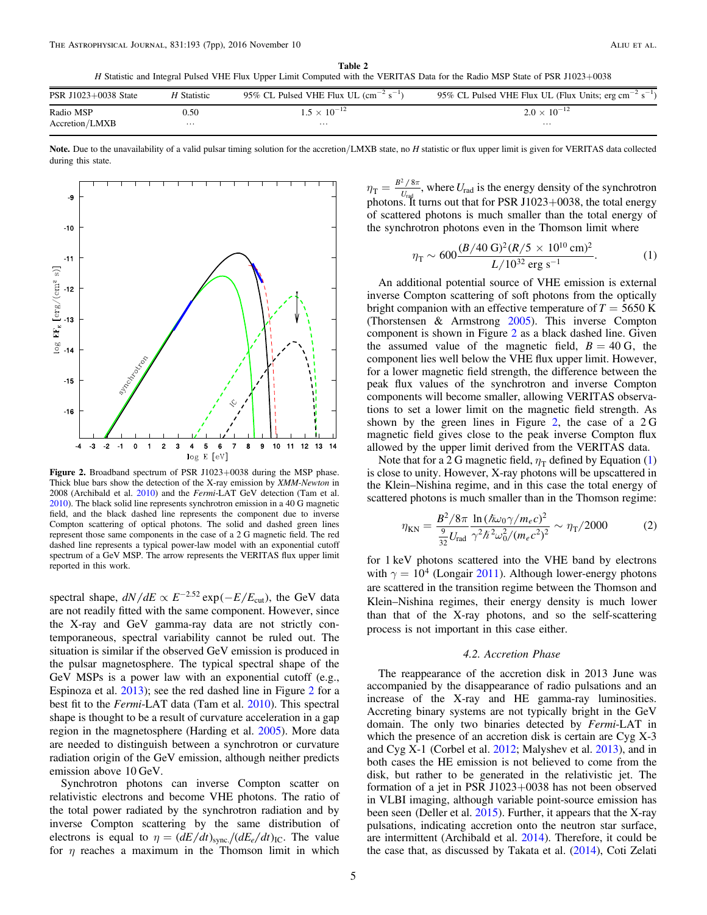**Table 2**

*H* Statistic and Integral Pulsed VHE Flux Upper Limit Computed with the VERITAS Data for the Radio MSP State of PSR J1023+0038

| PSR J1023+0038 State | *H* Statistic | 95% CL Pulsed VHE Flux UL ($cm^{-2}$ $s^{-1}$) | 95% CL Pulsed VHE Flux UL (Flux Units; erg $cm^{-2}$ $s^{-1}$) |
|---|---|---|---|
| Radio MSP | 0.50 | $1.5 \times 10^{-12}$ | $2.0 \times 10^{-12}$ |
| Accretion/LMXB | ... | ... | ... |

**Note.** Due to the unavailability of a valid pulsar timing solution for the accretion/LMXB state, no *H* statistic or flux upper limit is given for VERITAS data collected during this state.

**Figure 2.** Broadband spectrum of PSR J1023+0038 during the MSP phase. Thick blue bars show the detection of the X-ray emission by *XMM-Newton* in 2008 (Archibald et al. 2010) and the *Fermi*-LAT GeV detection (Tam et al. 2010). The black solid line represents synchrotron emission in a 40 G magnetic field, and the black dashed line represents the component due to inverse Compton scattering of optical photons. The solid and dashed green lines represent those same components in the case of a 2 G magnetic field. The red dashed line represents a typical power-law model with an exponential cutoff spectrum of a GeV MSP. The arrow represents the VERITAS flux upper limit reported in this work.

spectral shape, $dN/dE \propto E^{-2.52}\exp(-E/E_{\rm cut})$, the GeV data are not readily fitted with the same component. However, since the X-ray and GeV gamma-ray data are not strictly contemporaneous, spectral variability cannot be ruled out. The situation is similar if the observed GeV emission is produced in the pulsar magnetosphere. The typical spectral shape of the GeV MSPs is a power law with an exponential cutoff (e.g., Espinoza et al. 2013); see the red dashed line in Figure 2 for a best fit to the *Fermi*-LAT data (Tam et al. 2010). This spectral shape is thought to be a result of curvature acceleration in a gap region in the magnetosphere (Harding et al. 2005). More data are needed to distinguish between a synchrotron or curvature radiation origin of the GeV emission, although neither predicts emission above 10 GeV.

Synchrotron photons can inverse Compton scatter on relativistic electrons and become VHE photons. The ratio of the total power radiated by the synchrotron radiation and by inverse Compton scattering by the same distribution of electrons is equal to $\eta = (dE/dt)_{\rm sync.}/(dE_e/dt)_{\rm IC}$. The value for $\eta$ reaches a maximum in the Thomson limit in which $\eta_{\rm T} = \frac{B^2/8\pi}{U_{\rm rad}}$, where $U_{\rm rad}$ is the energy density of the synchrotron photons. It turns out that for PSR J1023+0038, the total energy of scattered photons is much smaller than the total energy of the synchrotron photons even in the Thomson limit where

$$\eta_{\rm T} \sim 600\frac{(B/40\ {\rm G})^2(R/5\times 10^{10}\ {\rm cm})^2}{L/10^{32}\ {\rm erg\ s^{-1}}}. \quad (1)$$

An additional potential source of VHE emission is external inverse Compton scattering of soft photons from the optically bright companion with an effective temperature of $T = 5650$ K (Thorstensen & Armstrong 2005). This inverse Compton component is shown in Figure 2 as a black dashed line. Given the assumed value of the magnetic field, $B = 40$ G, the component lies well below the VHE flux upper limit. However, for a lower magnetic field strength, the difference between the peak flux values of the synchrotron and inverse Compton components will become smaller, allowing VERITAS observations to set a lower limit on the magnetic field strength. As shown by the green lines in Figure 2, the case of a 2 G magnetic field gives close to the peak inverse Compton flux allowed by the upper limit derived from the VERITAS data.

Note that for a 2 G magnetic field, $\eta_{\rm T}$ defined by Equation (1) is close to unity. However, X-ray photons will be upscattered in the Klein–Nishina regime, and in this case the total energy of scattered photons is much smaller than in the Thomson regime:

$$\eta_{\rm KN} = \frac{B^2/8\pi}{\frac{9}{32}U_{\rm rad}}\frac{\ln(\hbar\omega_0\gamma/m_e c)^2}{\gamma^2\hbar^2\omega_0^2/(m_e c^2)^2} \sim \eta_{\rm T}/2000 \quad (2)$$

for 1 keV photons scattered into the VHE band by electrons with $\gamma = 10^4$ (Longair 2011). Although lower-energy photons are scattered in the transition regime between the Thomson and Klein–Nishina regimes, their energy density is much lower than that of the X-ray photons, and so the self-scattering process is not important in this case either.

### 4.2. Accretion Phase

The reappearance of the accretion disk in 2013 June was accompanied by the disappearance of radio pulsations and an increase of the X-ray and HE gamma-ray luminosities. Accreting binary systems are not typically bright in the GeV domain. The only two binaries detected by *Fermi*-LAT in which the presence of an accretion disk is certain are Cyg X-3 and Cyg X-1 (Corbel et al. 2012; Malyshev et al. 2013), and in both cases the HE emission is not believed to come from the disk, but rather to be generated in the relativistic jet. The formation of a jet in PSR J1023+0038 has not been observed in VLBI imaging, although variable point-source emission has been seen (Deller et al. 2015). Further, it appears that the X-ray pulsations, indicating accretion onto the neutron star surface, are intermittent (Archibald et al. 2014). Therefore, it could be the case that, as discussed by Takata et al. (2014), Coti Zelati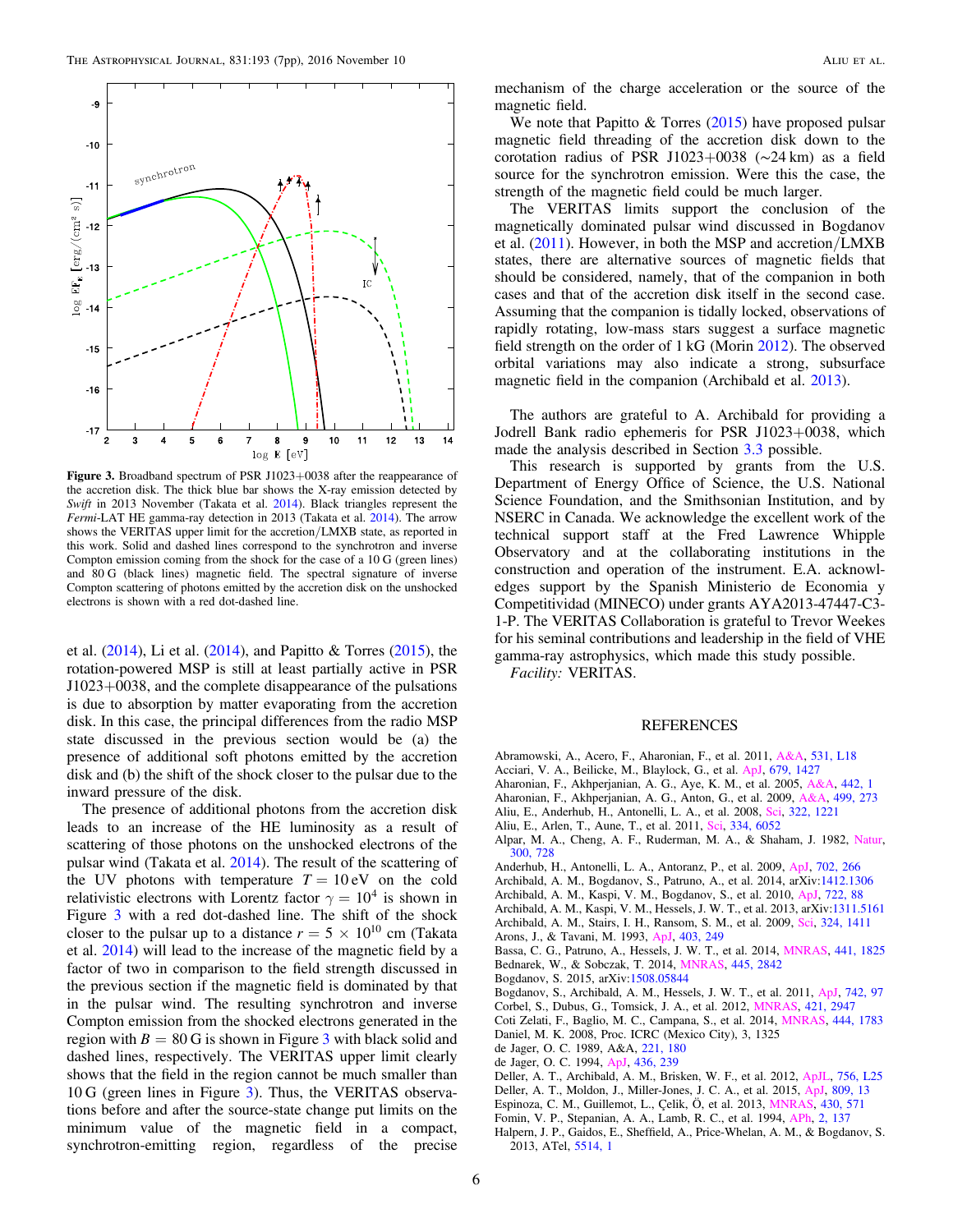**Figure 3.** Broadband spectrum of PSR J1023+0038 after the reappearance of the accretion disk. The thick blue bar shows the X-ray emission detected by *Swift* in 2013 November (Takata et al. 2014). Black triangles represent the *Fermi*-LAT HE gamma-ray detection in 2013 (Takata et al. 2014). The arrow shows the VERITAS upper limit for the accretion/LMXB state, as reported in this work. Solid and dashed lines correspond to the synchrotron and inverse Compton emission coming from the shock for the case of a 10 G (green lines) and 80 G (black lines) magnetic field. The spectral signature of inverse Compton scattering of photons emitted by the accretion disk on the unshocked electrons is shown with a red dot-dashed line.

et al. (2014), Li et al. (2014), and Papitto & Torres (2015), the rotation-powered MSP is still at least partially active in PSR J1023+0038, and the complete disappearance of the pulsations is due to absorption by matter evaporating from the accretion disk. In this case, the principal differences from the radio MSP state discussed in the previous section would be (a) the presence of additional soft photons emitted by the accretion disk and (b) the shift of the shock closer to the pulsar due to the inward pressure of the disk.

The presence of additional photons from the accretion disk leads to an increase of the HE luminosity as a result of scattering of those photons on the unshocked electrons of the pulsar wind (Takata et al. 2014). The result of the scattering of the UV photons with temperature $T = 10\,\mathrm{eV}$ on the cold relativistic electrons with Lorentz factor $\gamma = 10^4$ is shown in Figure 3 with a red dot-dashed line. The shift of the shock closer to the pulsar up to a distance $r = 5 \times 10^{10}$ cm (Takata et al. 2014) will lead to the increase of the magnetic field by a factor of two in comparison to the field strength discussed in the previous section if the magnetic field is dominated by that in the pulsar wind. The resulting synchrotron and inverse Compton emission from the shocked electrons generated in the region with $B = 80$ G is shown in Figure 3 with black solid and dashed lines, respectively. The VERITAS upper limit clearly shows that the field in the region cannot be much smaller than 10 G (green lines in Figure 3). Thus, the VERITAS observations before and after the source-state change put limits on the minimum value of the magnetic field in a compact, synchrotron-emitting region, regardless of the precise mechanism of the charge acceleration or the source of the magnetic field.

We note that Papitto & Torres (2015) have proposed pulsar magnetic field threading of the accretion disk down to the corotation radius of PSR J1023+0038 ($\sim$24 km) as a field source for the synchrotron emission. Were this the case, the strength of the magnetic field could be much larger.

The VERITAS limits support the conclusion of the magnetically dominated pulsar wind discussed in Bogdanov et al. (2011). However, in both the MSP and accretion/LMXB states, there are alternative sources of magnetic fields that should be considered, namely, that of the companion in both cases and that of the accretion disk itself in the second case. Assuming that the companion is tidally locked, observations of rapidly rotating, low-mass stars suggest a surface magnetic field strength on the order of 1 kG (Morin 2012). The observed orbital variations may also indicate a strong, subsurface magnetic field in the companion (Archibald et al. 2013).

The authors are grateful to A. Archibald for providing a Jodrell Bank radio ephemeris for PSR J1023+0038, which made the analysis described in Section 3.3 possible.

This research is supported by grants from the U.S. Department of Energy Office of Science, the U.S. National Science Foundation, and the Smithsonian Institution, and by NSERC in Canada. We acknowledge the excellent work of the technical support staff at the Fred Lawrence Whipple Observatory and at the collaborating institutions in the construction and operation of the instrument. E.A. acknowledges support by the Spanish Ministerio de Economia y Competitividad (MINECO) under grants AYA2013-47447-C3-1-P. The VERITAS Collaboration is grateful to Trevor Weekes for his seminal contributions and leadership in the field of VHE gamma-ray astrophysics, which made this study possible.

*Facility:* VERITAS.

## REFERENCES

Abramowski, A., Acero, F., Aharonian, F., et al. 2011, A&A, 531, L18
Acciari, V. A., Beilicke, M., Blaylock, G., et al. 2008, ApJ, 679, 1427
Aharonian, F., Akhperjanian, A. G., Aye, K. M., et al. 2005, A&A, 442, 1
Aharonian, F., Akhperjanian, A. G., Anton, G., et al. 2009, A&A, 499, 273
Aliu, E., Anderhub, H., Antonelli, L. A., et al. 2008, Sci, 322, 1221
Aliu, E., Arlen, T., Aune, T., et al. 2011, Sci, 334, 6052
Alpar, M. A., Cheng, A. F., Ruderman, M. A., & Shaham, J. 1982, Natur, 300, 728
Anderhub, H., Antonelli, L. A., Antoranz, P., et al. 2009, ApJ, 702, 266
Archibald, A. M., Bogdanov, S., Patruno, A., et al. 2014, arXiv:1412.1306
Archibald, A. M., Kaspi, V. M., Bogdanov, S., et al. 2010, ApJ, 722, 88
Archibald, A. M., Kaspi, V. M., Hessels, J. W. T., et al. 2013, arXiv:1311.5161
Archibald, A. M., Stairs, I. H., Ransom, S. M., et al. 2009, Sci, 324, 1411
Arons, J., & Tavani, M. 1993, ApJ, 403, 249
Bassa, C. G., Patruno, A., Hessels, J. W. T., et al. 2014, MNRAS, 441, 1825
Bednarek, W., & Sobczak, T. 2014, MNRAS, 445, 2842
Bogdanov, S. 2015, arXiv:1508.05844
Bogdanov, S., Archibald, A. M., Hessels, J. W. T., et al. 2011, ApJ, 742, 97
Corbel, S., Dubus, G., Tomsick, J. A., et al. 2012, MNRAS, 421, 2947
Coti Zelati, F., Baglio, M. C., Campana, S., et al. 2014, MNRAS, 444, 1783
Daniel, M. K. 2008, Proc. ICRC (Mexico City), 3, 1325
de Jager, O. C. 1989, A&A, 221, 180
de Jager, O. C. 1994, ApJ, 436, 239
Deller, A. T., Archibald, A. M., Brisken, W. F., et al. 2012, ApJL, 756, L25
Deller, A. T., Moldon, J., Miller-Jones, J. C. A., et al. 2015, ApJ, 809, 13
Espinoza, C. M., Guillemot, L., Çelik, Ö., et al. 2013, MNRAS, 430, 571
Fomin, V. P., Stepanian, A. A., Lamb, R. C., et al. 1994, APh, 2, 137
Halpern, J. P., Gaidos, E., Sheffield, A., Price-Whelan, A. M., & Bogdanov, S. 2013, ATel, 5514, 1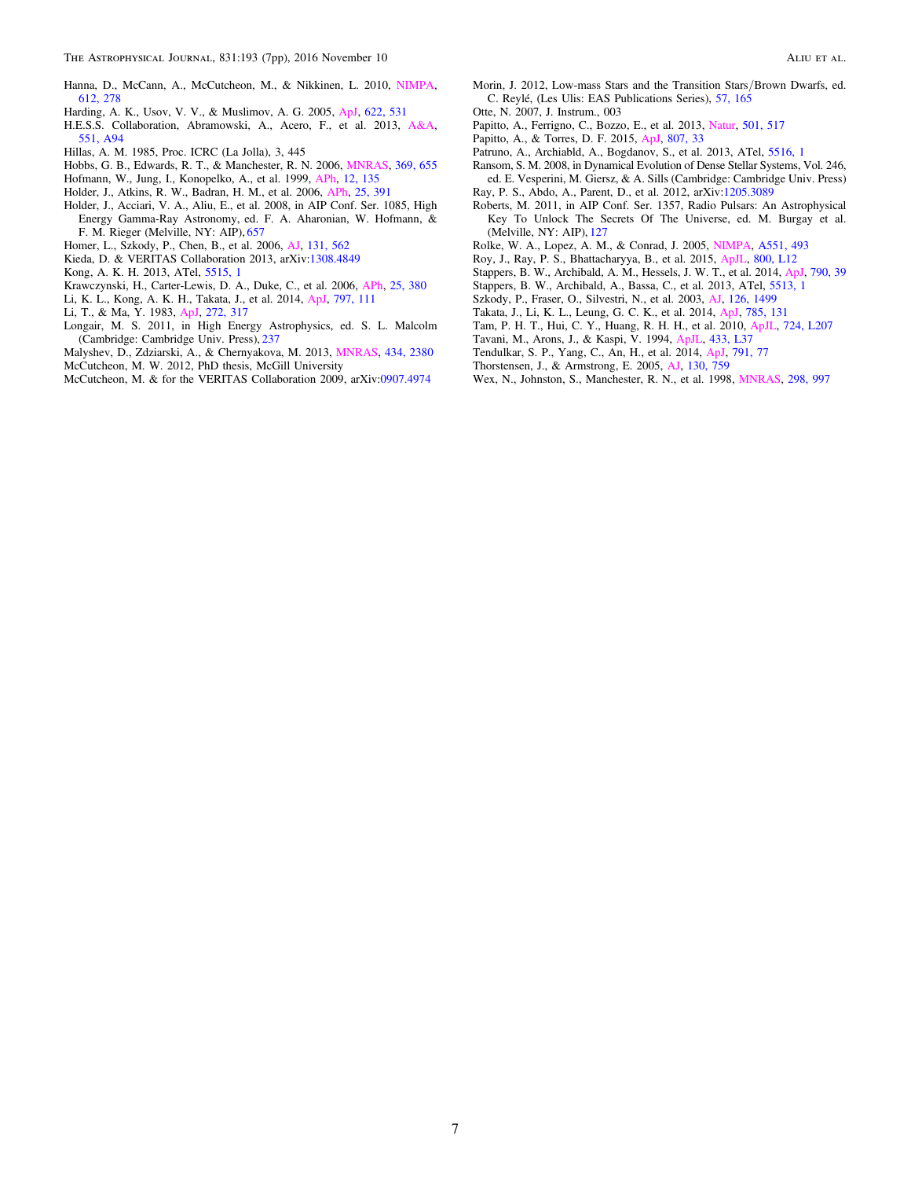Hanna, D., McCann, A., McCutcheon, M., & Nikkinen, L. 2010, NIMPA, 612, 278

Harding, A. K., Usov, V. V., & Muslimov, A. G. 2005, ApJ, 622, 531

H.E.S.S. Collaboration, Abramowski, A., Acero, F., et al. 2013, A&A, 551, A94

Hillas, A. M. 1985, Proc. ICRC (La Jolla), 3, 445

Hobbs, G. B., Edwards, R. T., & Manchester, R. N. 2006, MNRAS, 369, 655

Hofmann, W., Jung, I., Konopelko, A., et al. 1999, APh, 12, 135

Holder, J., Atkins, R. W., Badran, H. M., et al. 2006, APh, 25, 391

Holder, J., Acciari, V. A., Aliu, E., et al. 2008, in AIP Conf. Ser. 1085, High Energy Gamma-Ray Astronomy, ed. F. A. Aharonian, W. Hofmann, & F. M. Rieger (Melville, NY: AIP), 657

Homer, L., Szkody, P., Chen, B., et al. 2006, AJ, 131, 562

Kieda, D. & VERITAS Collaboration 2013, arXiv:1308.4849

Kong, A. K. H. 2013, ATel, 5515, 1

Krawczynski, H., Carter-Lewis, D. A., Duke, C., et al. 2006, APh, 25, 380

Li, K. L., Kong, A. K. H., Takata, J., et al. 2014, ApJ, 797, 111

Li, T., & Ma, Y. 1983, ApJ, 272, 317

Longair, M. S. 2011, in High Energy Astrophysics, ed. S. L. Malcolm (Cambridge: Cambridge Univ. Press), 237

Malyshev, D., Zdziarski, A., & Chernyakova, M. 2013, MNRAS, 434, 2380

McCutcheon, M. W. 2012, PhD thesis, McGill University

McCutcheon, M. & for the VERITAS Collaboration 2009, arXiv:0907.4974

Morin, J. 2012, Low-mass Stars and the Transition Stars/Brown Dwarfs, ed. C. Reylé, (Les Ulis: EAS Publications Series), 57, 165

Otte, N. 2007, J. Instrum., 003

Papitto, A., Ferrigno, C., Bozzo, E., et al. 2013, Natur, 501, 517

Papitto, A., & Torres, D. F. 2015, ApJ, 807, 33

Patruno, A., Archiabld, A., Bogdanov, S., et al. 2013, ATel, 5516, 1

Ransom, S. M. 2008, in Dynamical Evolution of Dense Stellar Systems, Vol. 246, ed. E. Vesperini, M. Giersz, & A. Sills (Cambridge: Cambridge Univ. Press)

Ray, P. S., Abdo, A., Parent, D., et al. 2012, arXiv:1205.3089

Roberts, M. 2011, in AIP Conf. Ser. 1357, Radio Pulsars: An Astrophysical Key To Unlock The Secrets Of The Universe, ed. M. Burgay et al. (Melville, NY: AIP), 127

Rolke, W. A., Lopez, A. M., & Conrad, J. 2005, NIMPA, A551, 493

Roy, J., Ray, P. S., Bhattacharyya, B., et al. 2015, ApJL, 800, L12

Stappers, B. W., Archibald, A. M., Hessels, J. W. T., et al. 2014, ApJ, 790, 39

Stappers, B. W., Archibald, A., Bassa, C., et al. 2013, ATel, 5513, 1

Szkody, P., Fraser, O., Silvestri, N., et al. 2003, AJ, 126, 1499

Takata, J., Li, K. L., Leung, G. C. K., et al. 2014, ApJ, 785, 131

Tam, P. H. T., Hui, C. Y., Huang, R. H. H., et al. 2010, ApJL, 724, L207

Tavani, M., Arons, J., & Kaspi, V. 1994, ApJL, 433, L37

Tendulkar, S. P., Yang, C., An, H., et al. 2014, ApJ, 791, 77

Thorstensen, J., & Armstrong, E. 2005, AJ, 130, 759

Wex, N., Johnston, S., Manchester, R. N., et al. 1998, MNRAS, 298, 997